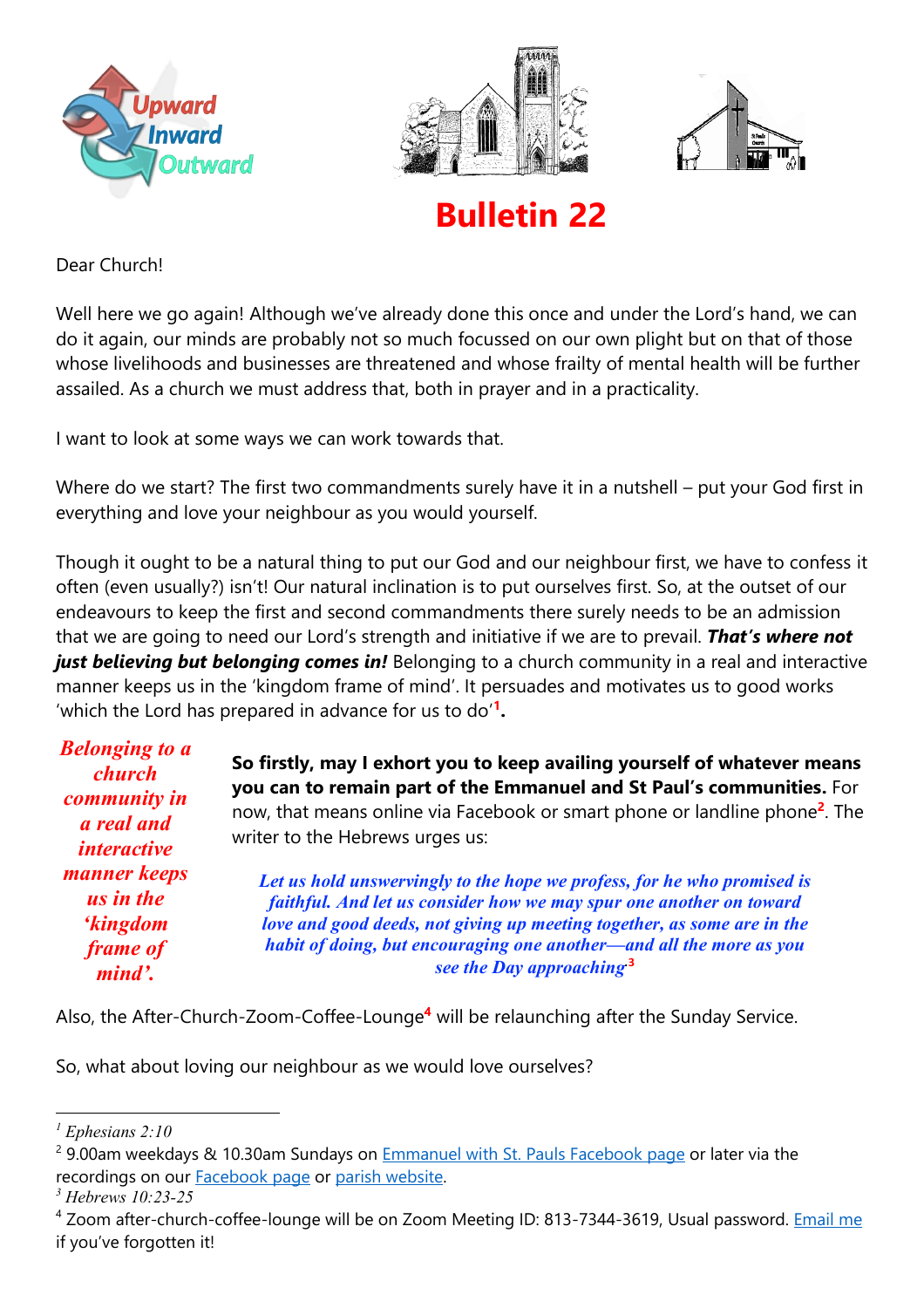# Bulletin 22

Dear Church!

Well here we go again! Although we've already done this once and under the Lord's hand, we can do it again, our minds are probably not so much focussed on our own plight but on that of those whose livelihoods and businesses are threatened and whose frailty of mental health will be further assailed. As a church we must address that, both in prayer and in a practicality.

I want to look at some ways we can work towards that.

Where do we start? The first two commandments surely have it in a nutshell – put your God first in everything and love your neighbour as you would yourself.

Though it ought to be a natural thing to put our God and our neighbour first, we have to confess it often (even usually?) isn't! Our natural inclination is to put ourselves first. So, at the outset of our endeavours to keep the first and second commandments there surely needs to be an admission that we are going to need our Lord's strength and initiative if we are to prevail. ***That's where not just believing but belonging comes in!*** Belonging to a church community in a real and interactive manner keeps us in the 'kingdom frame of mind'. It persuades and motivates us to good works 'which the Lord has prepared in advance for us to do'[1]**.**

*Belonging to a church community in a real and interactive manner keeps us in the 'kingdom frame of mind'.*

**So firstly, may I exhort you to keep availing yourself of whatever means you can to remain part of the Emmanuel and St Paul's communities.** For now, that means online via Facebook or smart phone or landline phone[2]. The writer to the Hebrews urges us:

> *Let us hold unswervingly to the hope we profess, for he who promised is faithful. And let us consider how we may spur one another on toward love and good deeds, not giving up meeting together, as some are in the habit of doing, but encouraging one another—and all the more as you see the Day approaching*[3]

Also, the After-Church-Zoom-Coffee-Lounge[4] will be relaunching after the Sunday Service.

So, what about loving our neighbour as we would love ourselves?

---

[1] *Ephesians 2:10*

[2] 9.00am weekdays & 10.30am Sundays on Emmanuel with St. Pauls Facebook page or later via the recordings on our Facebook page or parish website.

[3] *Hebrews 10:23-25*

[4] Zoom after-church-coffee-lounge will be on Zoom Meeting ID: 813-7344-3619, Usual password. Email me if you've forgotten it!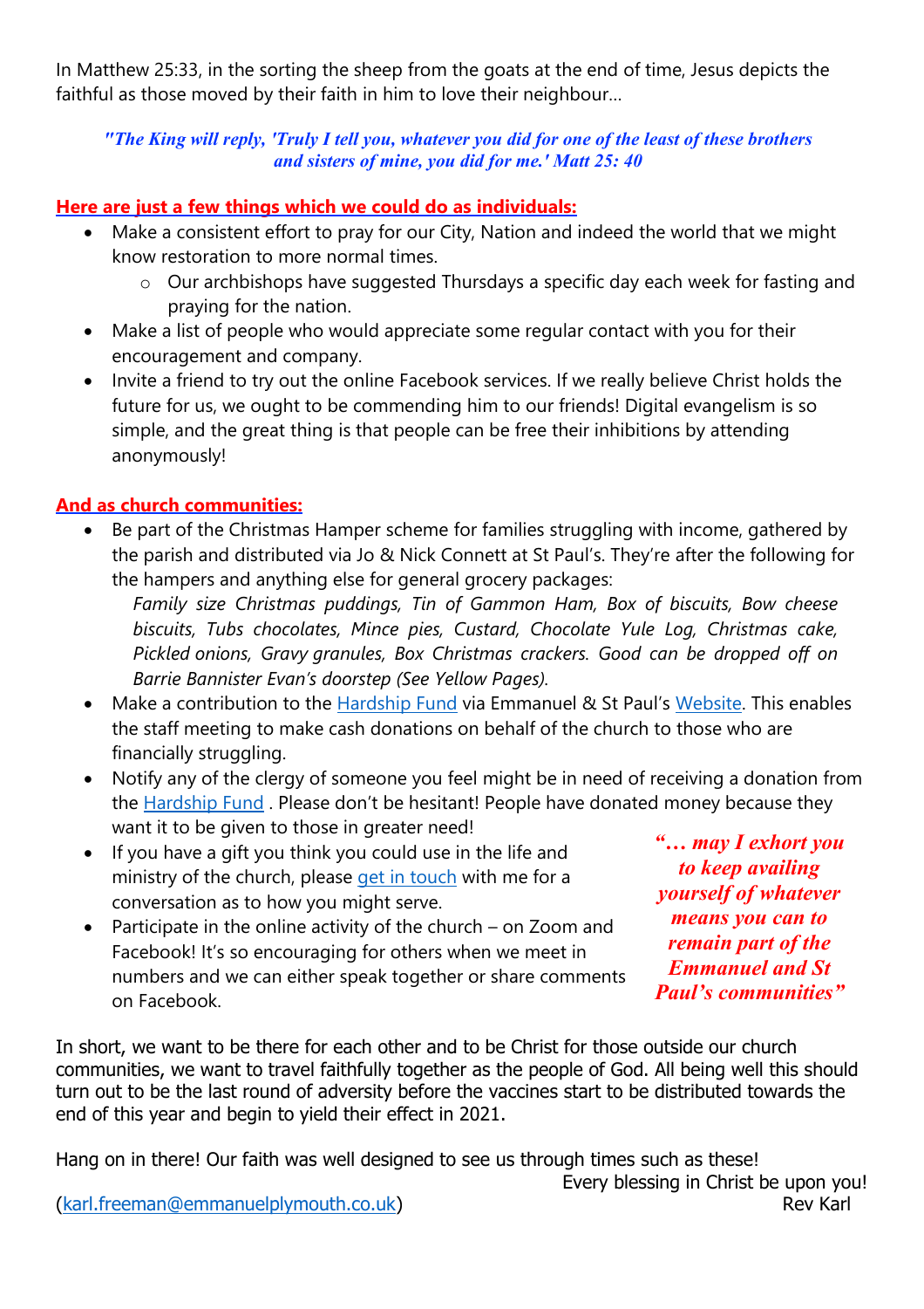In Matthew 25:33, in the sorting the sheep from the goats at the end of time, Jesus depicts the faithful as those moved by their faith in him to love their neighbour…

*"The King will reply, 'Truly I tell you, whatever you did for one of the least of these brothers and sisters of mine, you did for me.' Matt 25: 40*

**Here are just a few things which we could do as individuals:**

- Make a consistent effort to pray for our City, Nation and indeed the world that we might know restoration to more normal times.
    - Our archbishops have suggested Thursdays a specific day each week for fasting and praying for the nation.
- Make a list of people who would appreciate some regular contact with you for their encouragement and company.
- Invite a friend to try out the online Facebook services. If we really believe Christ holds the future for us, we ought to be commending him to our friends! Digital evangelism is so simple, and the great thing is that people can be free their inhibitions by attending anonymously!

**And as church communities:**

- Be part of the Christmas Hamper scheme for families struggling with income, gathered by the parish and distributed via Jo & Nick Connett at St Paul's. They're after the following for the hampers and anything else for general grocery packages:
  *Family size Christmas puddings, Tin of Gammon Ham, Box of biscuits, Bow cheese biscuits, Tubs chocolates, Mince pies, Custard, Chocolate Yule Log, Christmas cake, Pickled onions, Gravy granules, Box Christmas crackers. Good can be dropped off on Barrie Bannister Evan's doorstep (See Yellow Pages).*
- Make a contribution to the Hardship Fund via Emmanuel & St Paul's Website. This enables the staff meeting to make cash donations on behalf of the church to those who are financially struggling.
- Notify any of the clergy of someone you feel might be in need of receiving a donation from the Hardship Fund . Please don't be hesitant! People have donated money because they want it to be given to those in greater need!
- If you have a gift you think you could use in the life and ministry of the church, please get in touch with me for a conversation as to how you might serve.
- Participate in the online activity of the church – on Zoom and Facebook! It's so encouraging for others when we meet in numbers and we can either speak together or share comments on Facebook.

***"… may I exhort you to keep availing yourself of whatever means you can to remain part of the Emmanuel and St Paul's communities"***

In short, we want to be there for each other and to be Christ for those outside our church communities, we want to travel faithfully together as the people of God. All being well this should turn out to be the last round of adversity before the vaccines start to be distributed towards the end of this year and begin to yield their effect in 2021.

Hang on in there! Our faith was well designed to see us through times such as these!

Every blessing in Christ be upon you!

(karl.freeman@emmanuelplymouth.co.uk) Rev Karl